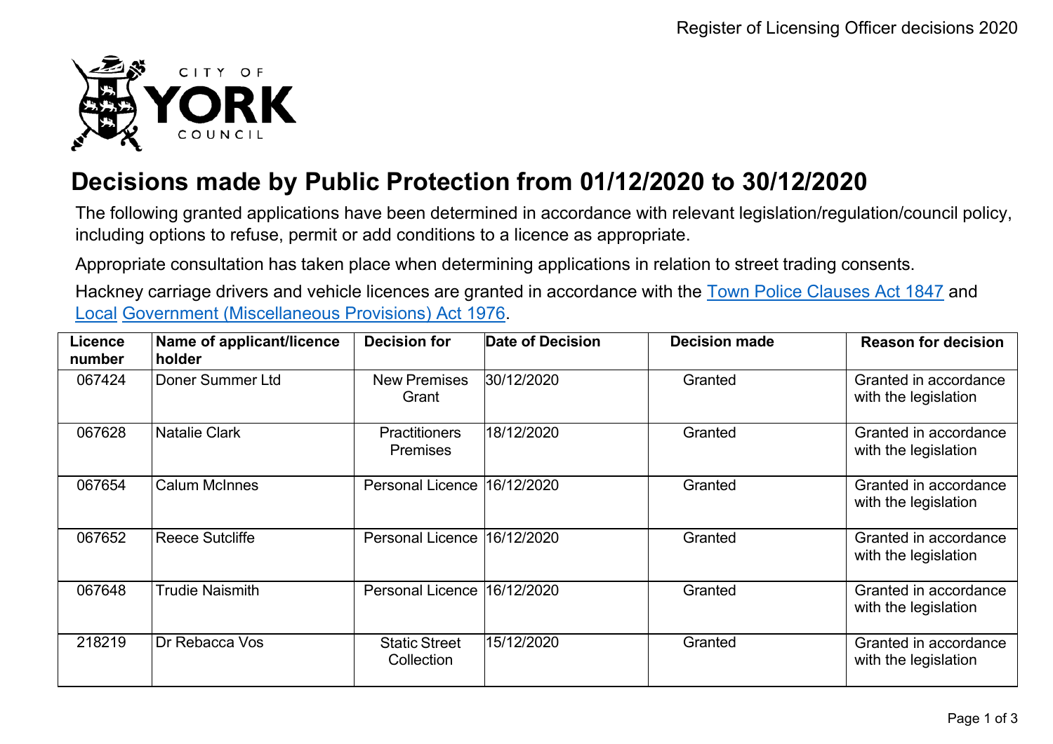# Decisions made by Public Protection from 01/12/2020 to 30/12/2020

The following granted applications have been determined in accordance with relevant legislation/regulation/council policy, including options to refuse, permit or add conditions to a licence as appropriate.

Appropriate consultation has taken place when determining applications in relation to street trading consents.

Hackney carriage drivers and vehicle licences are granted in accordance with the Town Police Clauses Act 1847 and Local Government (Miscellaneous Provisions) Act 1976.

| Licence number | Name of applicant/licence holder | Decision for | Date of Decision | Decision made | Reason for decision |
|---|---|---|---|---|---|
| 067424 | Doner Summer Ltd | New Premises Grant | 30/12/2020 | Granted | Granted in accordance with the legislation |
| 067628 | Natalie Clark | Practitioners Premises | 18/12/2020 | Granted | Granted in accordance with the legislation |
| 067654 | Calum McInnes | Personal Licence | 16/12/2020 | Granted | Granted in accordance with the legislation |
| 067652 | Reece Sutcliffe | Personal Licence | 16/12/2020 | Granted | Granted in accordance with the legislation |
| 067648 | Trudie Naismith | Personal Licence | 16/12/2020 | Granted | Granted in accordance with the legislation |
| 218219 | Dr Rebacca Vos | Static Street Collection | 15/12/2020 | Granted | Granted in accordance with the legislation |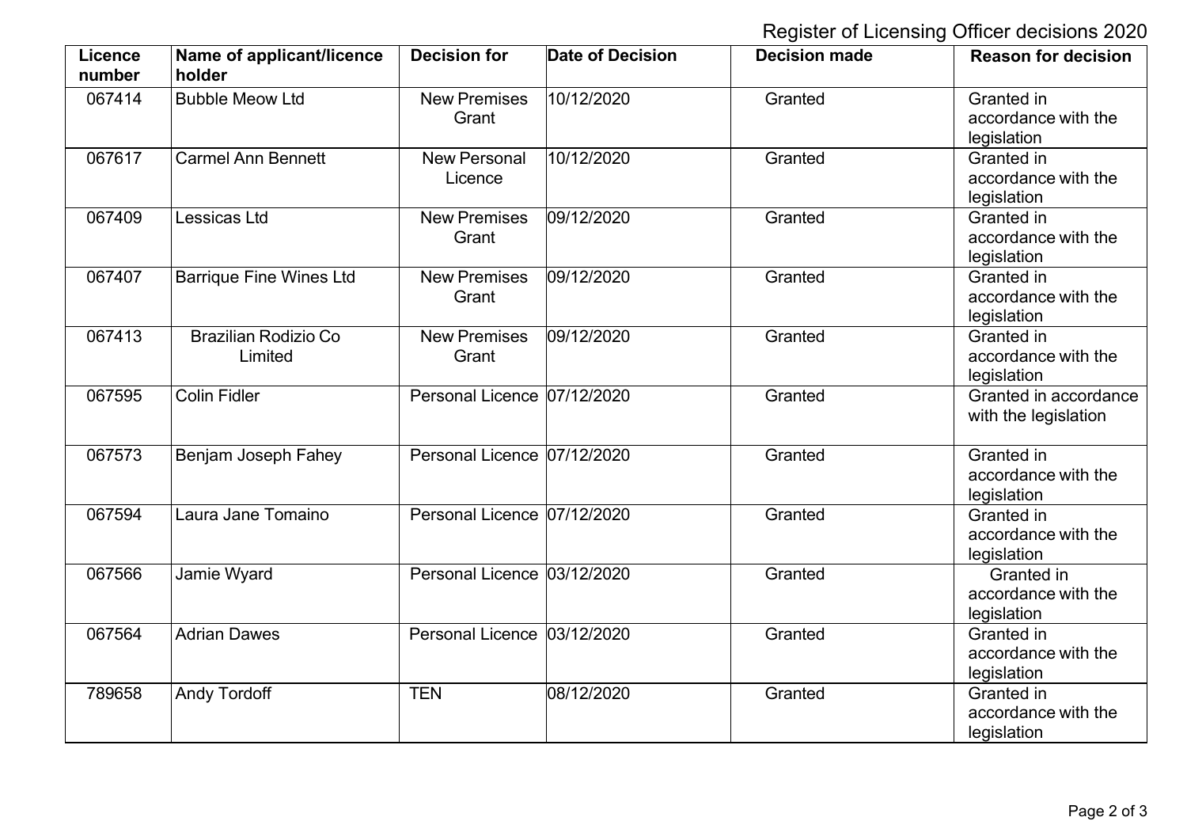Register of Licensing Officer decisions 2020

| Licence number | Name of applicant/licence holder | Decision for | Date of Decision | Decision made | Reason for decision |
|---|---|---|---|---|---|
| 067414 | Bubble Meow Ltd | New Premises Grant | 10/12/2020 | Granted | Granted in accordance with the legislation |
| 067617 | Carmel Ann Bennett | New Personal Licence | 10/12/2020 | Granted | Granted in accordance with the legislation |
| 067409 | Lessicas Ltd | New Premises Grant | 09/12/2020 | Granted | Granted in accordance with the legislation |
| 067407 | Barrique Fine Wines Ltd | New Premises Grant | 09/12/2020 | Granted | Granted in accordance with the legislation |
| 067413 | Brazilian Rodizio Co Limited | New Premises Grant | 09/12/2020 | Granted | Granted in accordance with the legislation |
| 067595 | Colin Fidler | Personal Licence | 07/12/2020 | Granted | Granted in accordance with the legislation |
| 067573 | Benjam Joseph Fahey | Personal Licence | 07/12/2020 | Granted | Granted in accordance with the legislation |
| 067594 | Laura Jane Tomaino | Personal Licence | 07/12/2020 | Granted | Granted in accordance with the legislation |
| 067566 | Jamie Wyard | Personal Licence | 03/12/2020 | Granted | Granted in accordance with the legislation |
| 067564 | Adrian Dawes | Personal Licence | 03/12/2020 | Granted | Granted in accordance with the legislation |
| 789658 | Andy Tordoff | TEN | 08/12/2020 | Granted | Granted in accordance with the legislation |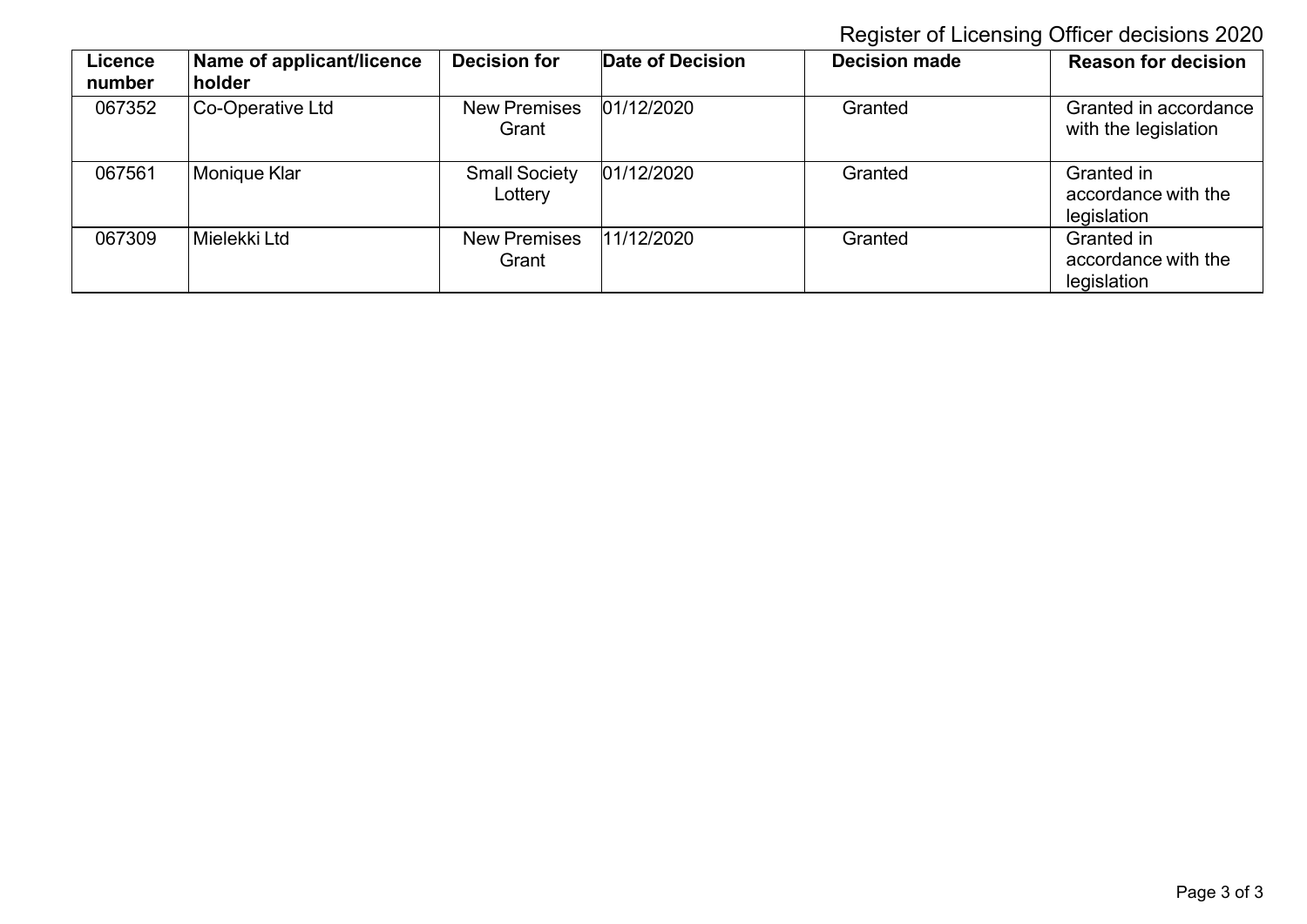Register of Licensing Officer decisions 2020

| Licence number | Name of applicant/licence holder | Decision for | Date of Decision | Decision made | Reason for decision |
|---|---|---|---|---|---|
| 067352 | Co-Operative Ltd | New Premises Grant | 01/12/2020 | Granted | Granted in accordance with the legislation |
| 067561 | Monique Klar | Small Society Lottery | 01/12/2020 | Granted | Granted in accordance with the legislation |
| 067309 | Mielekki Ltd | New Premises Grant | 11/12/2020 | Granted | Granted in accordance with the legislation |